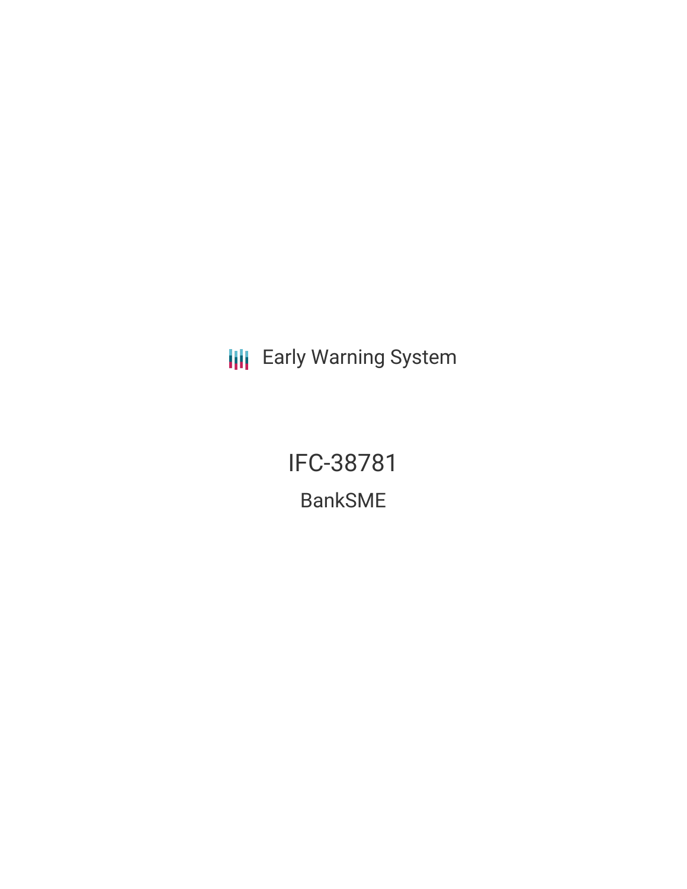Early Warning System

# IFC-38781

## BankSME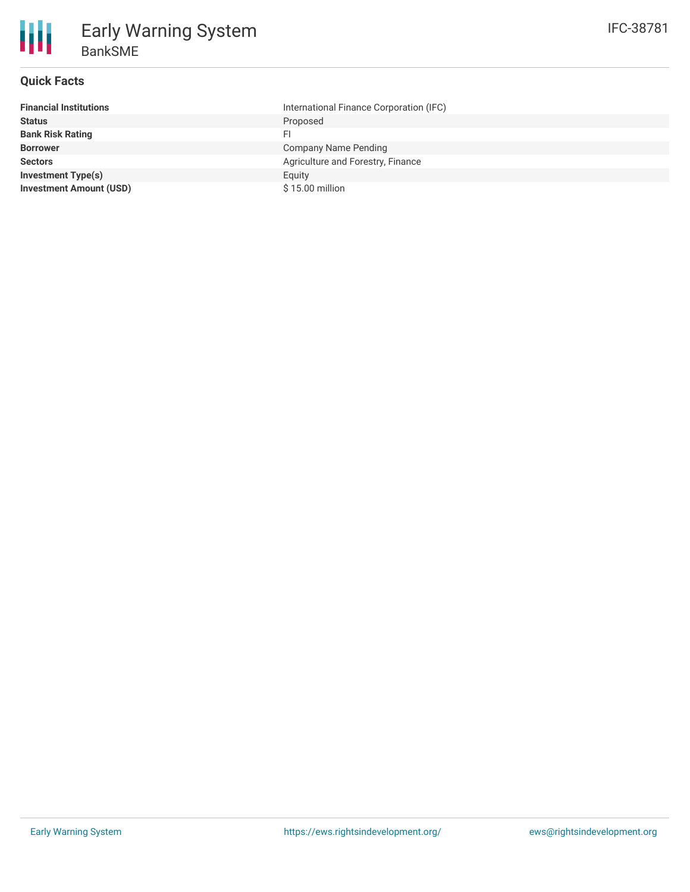# Early Warning System

BankSME

IFC-38781

## Quick Facts

| | |
|---|---|
| **Financial Institutions** | International Finance Corporation (IFC) |
| **Status** | Proposed |
| **Bank Risk Rating** | FI |
| **Borrower** | Company Name Pending |
| **Sectors** | Agriculture and Forestry, Finance |
| **Investment Type(s)** | Equity |
| **Investment Amount (USD)** | $ 15.00 million |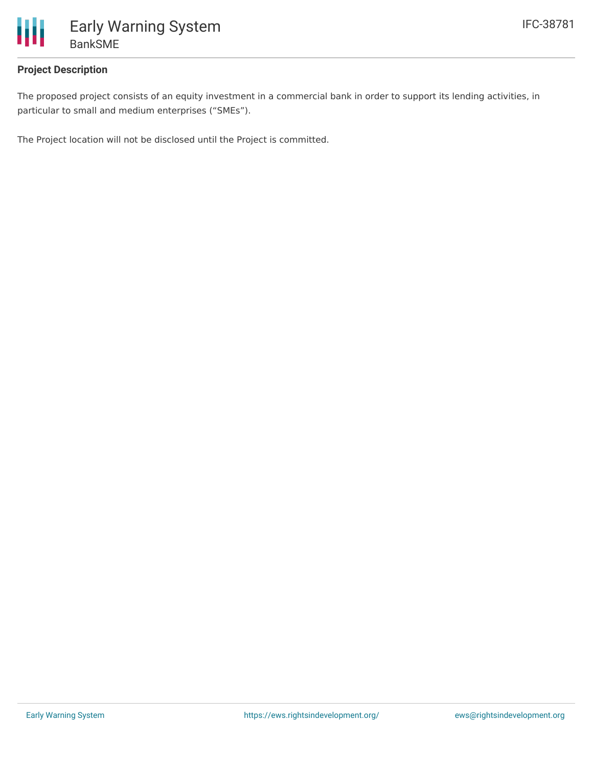**Project Description**

The proposed project consists of an equity investment in a commercial bank in order to support its lending activities, in particular to small and medium enterprises ("SMEs").

The Project location will not be disclosed until the Project is committed.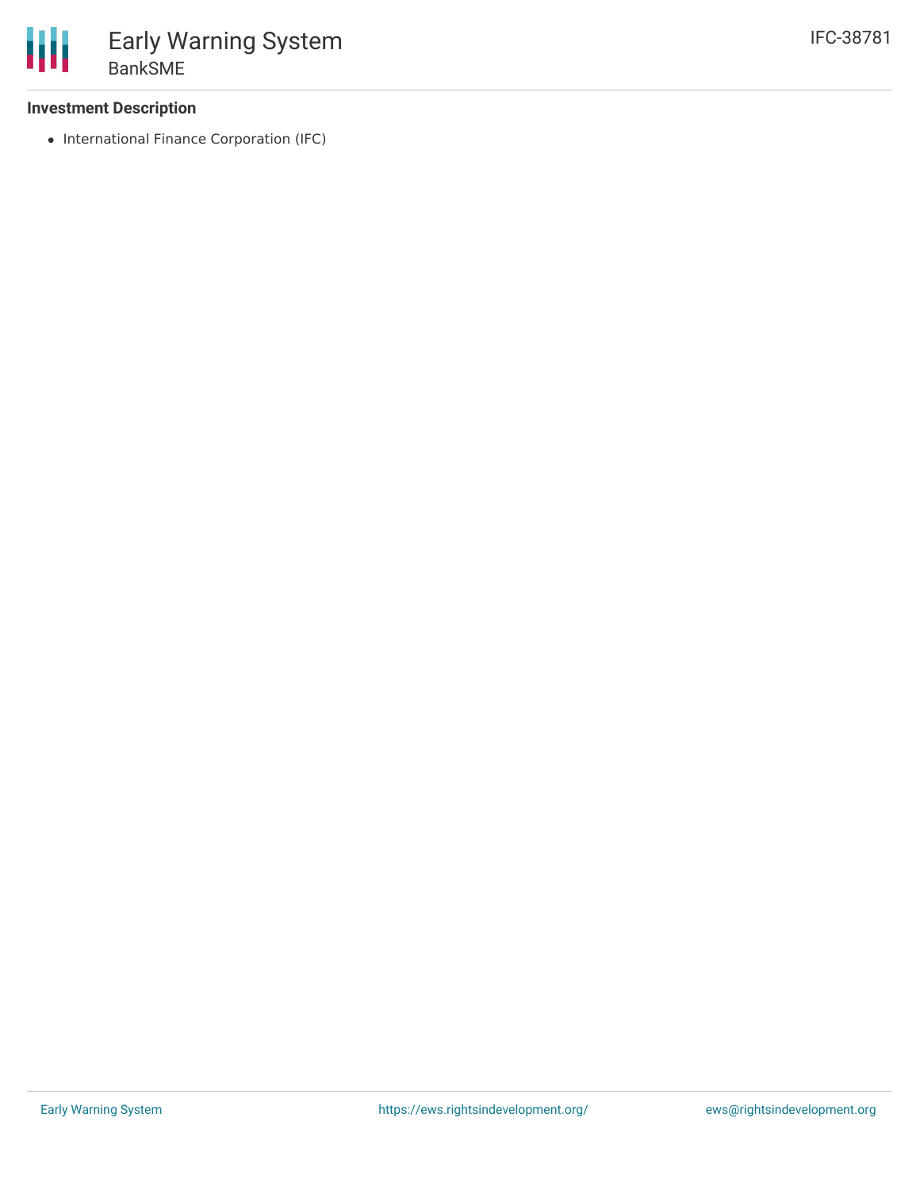### Investment Description

- International Finance Corporation (IFC)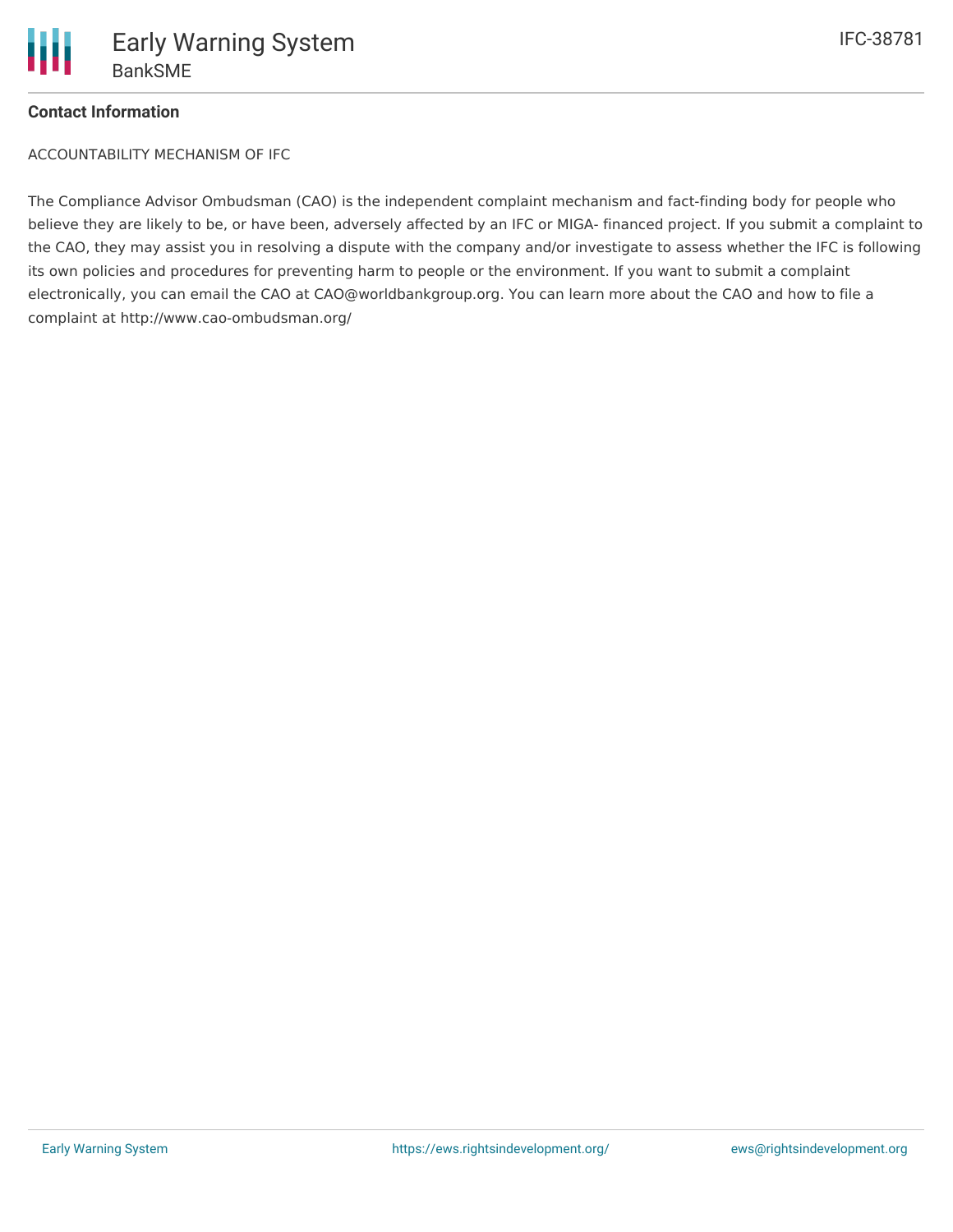## Contact Information

ACCOUNTABILITY MECHANISM OF IFC

The Compliance Advisor Ombudsman (CAO) is the independent complaint mechanism and fact-finding body for people who believe they are likely to be, or have been, adversely affected by an IFC or MIGA- financed project. If you submit a complaint to the CAO, they may assist you in resolving a dispute with the company and/or investigate to assess whether the IFC is following its own policies and procedures for preventing harm to people or the environment. If you want to submit a complaint electronically, you can email the CAO at CAO@worldbankgroup.org. You can learn more about the CAO and how to file a complaint at http://www.cao-ombudsman.org/